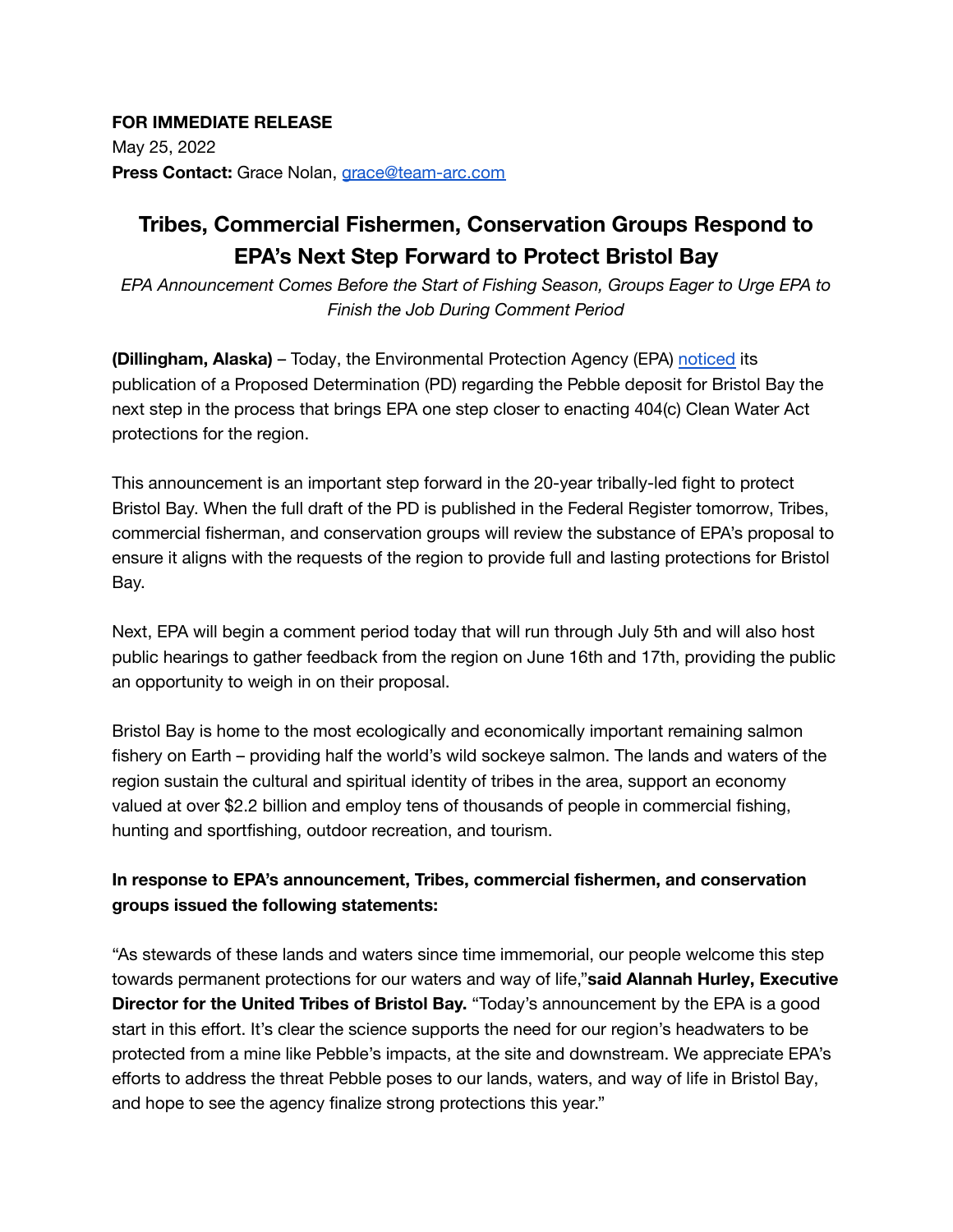**FOR IMMEDIATE RELEASE**
May 25, 2022
**Press Contact:** Grace Nolan, grace@team-arc.com

# Tribes, Commercial Fishermen, Conservation Groups Respond to EPA's Next Step Forward to Protect Bristol Bay

*EPA Announcement Comes Before the Start of Fishing Season, Groups Eager to Urge EPA to Finish the Job During Comment Period*

**(Dillingham, Alaska)** – Today, the Environmental Protection Agency (EPA) noticed its publication of a Proposed Determination (PD) regarding the Pebble deposit for Bristol Bay the next step in the process that brings EPA one step closer to enacting 404(c) Clean Water Act protections for the region.

This announcement is an important step forward in the 20-year tribally-led fight to protect Bristol Bay. When the full draft of the PD is published in the Federal Register tomorrow, Tribes, commercial fisherman, and conservation groups will review the substance of EPA's proposal to ensure it aligns with the requests of the region to provide full and lasting protections for Bristol Bay.

Next, EPA will begin a comment period today that will run through July 5th and will also host public hearings to gather feedback from the region on June 16th and 17th, providing the public an opportunity to weigh in on their proposal.

Bristol Bay is home to the most ecologically and economically important remaining salmon fishery on Earth – providing half the world's wild sockeye salmon. The lands and waters of the region sustain the cultural and spiritual identity of tribes in the area, support an economy valued at over $2.2 billion and employ tens of thousands of people in commercial fishing, hunting and sportfishing, outdoor recreation, and tourism.

**In response to EPA's announcement, Tribes, commercial fishermen, and conservation groups issued the following statements:**

"As stewards of these lands and waters since time immemorial, our people welcome this step towards permanent protections for our waters and way of life,"**said Alannah Hurley, Executive Director for the United Tribes of Bristol Bay.** "Today's announcement by the EPA is a good start in this effort. It's clear the science supports the need for our region's headwaters to be protected from a mine like Pebble's impacts, at the site and downstream. We appreciate EPA's efforts to address the threat Pebble poses to our lands, waters, and way of life in Bristol Bay, and hope to see the agency finalize strong protections this year."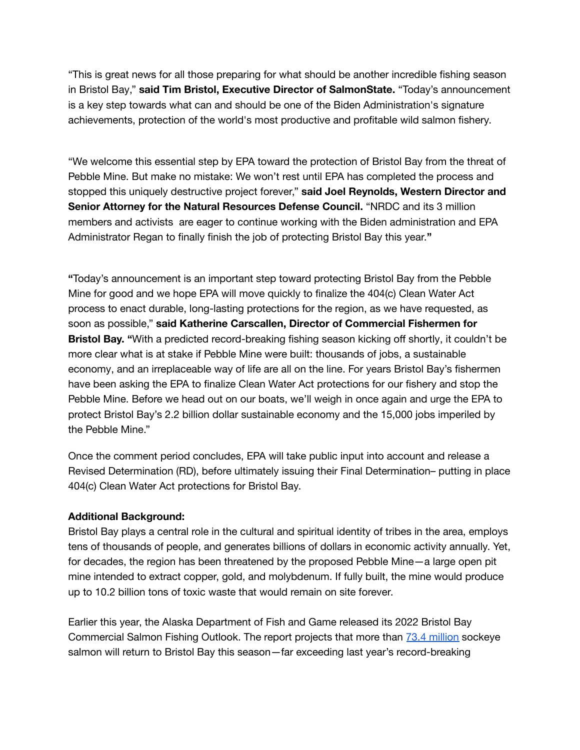"This is great news for all those preparing for what should be another incredible fishing season in Bristol Bay," **said Tim Bristol, Executive Director of SalmonState.** "Today's announcement is a key step towards what can and should be one of the Biden Administration's signature achievements, protection of the world's most productive and profitable wild salmon fishery.

"We welcome this essential step by EPA toward the protection of Bristol Bay from the threat of Pebble Mine. But make no mistake: We won't rest until EPA has completed the process and stopped this uniquely destructive project forever," **said Joel Reynolds, Western Director and Senior Attorney for the Natural Resources Defense Council.** "NRDC and its 3 million members and activists are eager to continue working with the Biden administration and EPA Administrator Regan to finally finish the job of protecting Bristol Bay this year.**"**

**"**Today's announcement is an important step toward protecting Bristol Bay from the Pebble Mine for good and we hope EPA will move quickly to finalize the 404(c) Clean Water Act process to enact durable, long-lasting protections for the region, as we have requested, as soon as possible," **said Katherine Carscallen, Director of Commercial Fishermen for Bristol Bay. "**With a predicted record-breaking fishing season kicking off shortly, it couldn't be more clear what is at stake if Pebble Mine were built: thousands of jobs, a sustainable economy, and an irreplaceable way of life are all on the line. For years Bristol Bay's fishermen have been asking the EPA to finalize Clean Water Act protections for our fishery and stop the Pebble Mine. Before we head out on our boats, we'll weigh in once again and urge the EPA to protect Bristol Bay's 2.2 billion dollar sustainable economy and the 15,000 jobs imperiled by the Pebble Mine."

Once the comment period concludes, EPA will take public input into account and release a Revised Determination (RD), before ultimately issuing their Final Determination– putting in place 404(c) Clean Water Act protections for Bristol Bay.

**Additional Background:**
Bristol Bay plays a central role in the cultural and spiritual identity of tribes in the area, employs tens of thousands of people, and generates billions of dollars in economic activity annually. Yet, for decades, the region has been threatened by the proposed Pebble Mine—a large open pit mine intended to extract copper, gold, and molybdenum. If fully built, the mine would produce up to 10.2 billion tons of toxic waste that would remain on site forever.

Earlier this year, the Alaska Department of Fish and Game released its 2022 Bristol Bay Commercial Salmon Fishing Outlook. The report projects that more than [73.4 million] sockeye salmon will return to Bristol Bay this season—far exceeding last year's record-breaking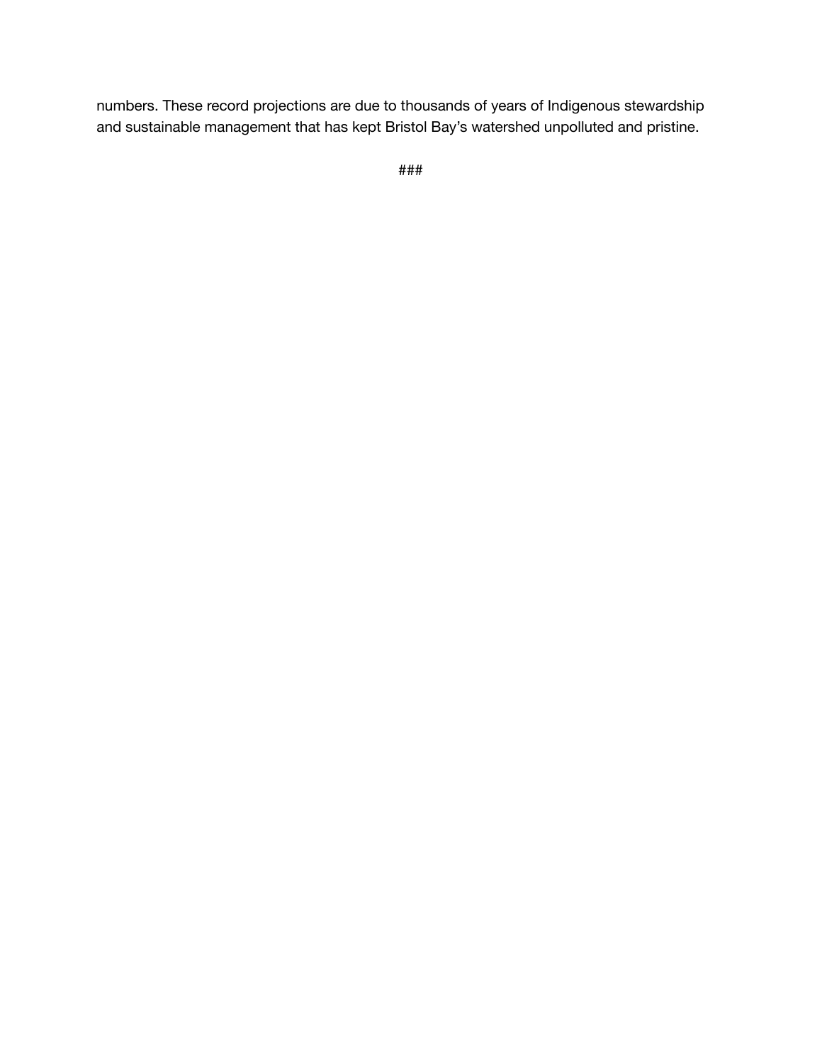numbers. These record projections are due to thousands of years of Indigenous stewardship and sustainable management that has kept Bristol Bay's watershed unpolluted and pristine.

###